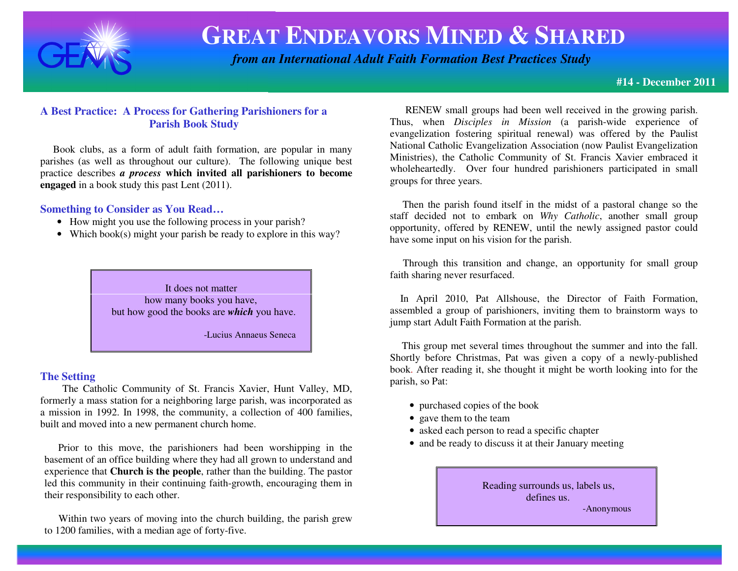# GREAT ENDEAVORS MINED & SHARED

*from an International Adult Faith Formation Best Practices Study*

**#14 - December 2011**

## A Best Practice: A Process for Gathering Parishioners for a Parish Book Study

Book clubs, as a form of adult faith formation, are popular in many parishes (as well as throughout our culture). The following unique best practice describes ***a process* which invited all parishioners to become engaged** in a book study this past Lent (2011).

### Something to Consider as You Read…

- How might you use the following process in your parish?
- Which book(s) might your parish be ready to explore in this way?

> It does not matter
> how many books you have,
> but how good the books are ***which*** you have.
>
> -Lucius Annaeus Seneca

### The Setting

The Catholic Community of St. Francis Xavier, Hunt Valley, MD, formerly a mass station for a neighboring large parish, was incorporated as a mission in 1992. In 1998, the community, a collection of 400 families, built and moved into a new permanent church home.

Prior to this move, the parishioners had been worshipping in the basement of an office building where they had all grown to understand and experience that **Church is the people**, rather than the building. The pastor led this community in their continuing faith-growth, encouraging them in their responsibility to each other.

Within two years of moving into the church building, the parish grew to 1200 families, with a median age of forty-five.

RENEW small groups had been well received in the growing parish. Thus, when *Disciples in Mission* (a parish-wide experience of evangelization fostering spiritual renewal) was offered by the Paulist National Catholic Evangelization Association (now Paulist Evangelization Ministries), the Catholic Community of St. Francis Xavier embraced it wholeheartedly. Over four hundred parishioners participated in small groups for three years.

Then the parish found itself in the midst of a pastoral change so the staff decided not to embark on *Why Catholic*, another small group opportunity, offered by RENEW, until the newly assigned pastor could have some input on his vision for the parish.

Through this transition and change, an opportunity for small group faith sharing never resurfaced.

In April 2010, Pat Allshouse, the Director of Faith Formation, assembled a group of parishioners, inviting them to brainstorm ways to jump start Adult Faith Formation at the parish.

This group met several times throughout the summer and into the fall. Shortly before Christmas, Pat was given a copy of a newly-published book. After reading it, she thought it might be worth looking into for the parish, so Pat:

- purchased copies of the book
- gave them to the team
- asked each person to read a specific chapter
- and be ready to discuss it at their January meeting

> Reading surrounds us, labels us,
> defines us.
>
> -Anonymous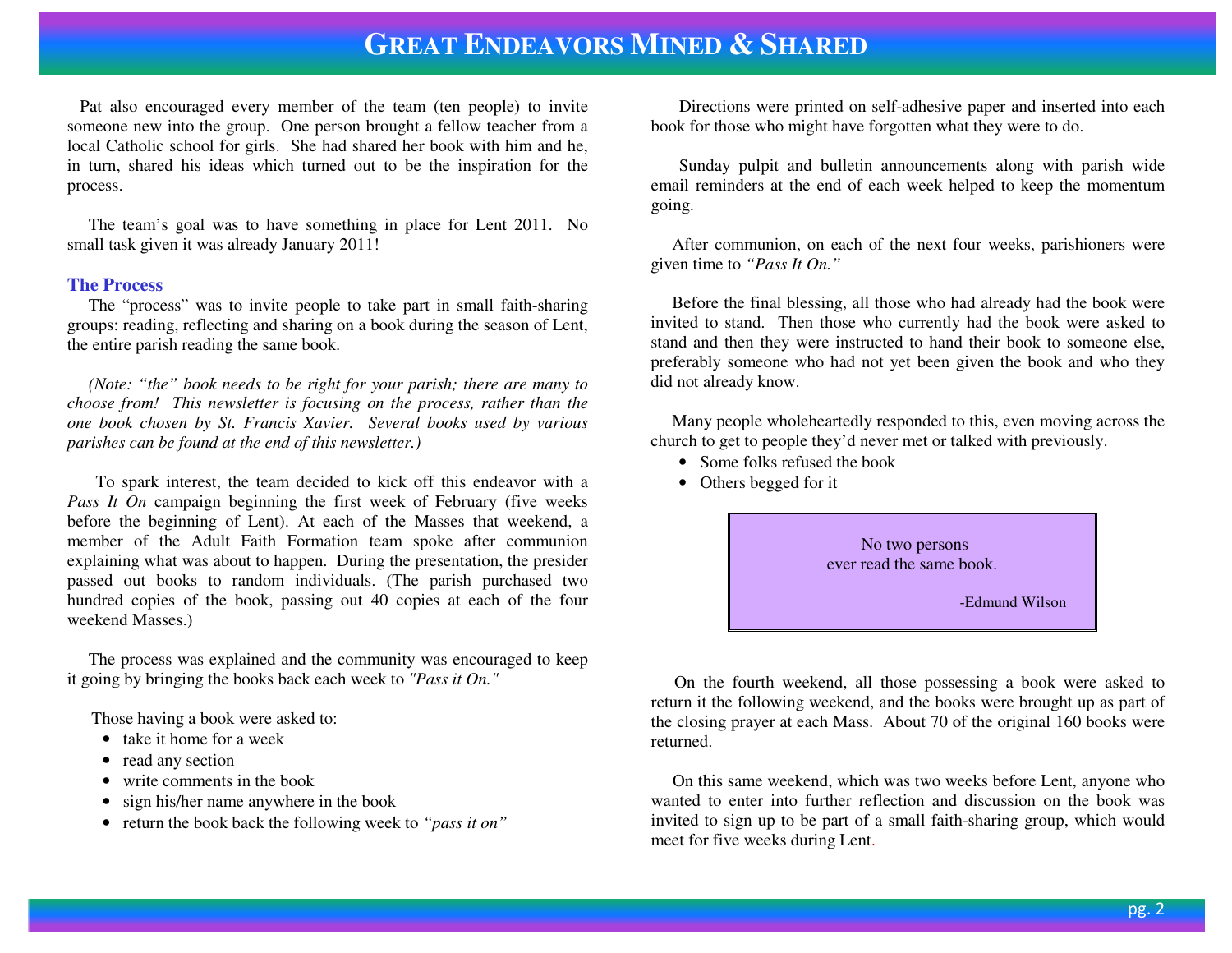Pat also encouraged every member of the team (ten people) to invite someone new into the group. One person brought a fellow teacher from a local Catholic school for girls. She had shared her book with him and he, in turn, shared his ideas which turned out to be the inspiration for the process.

The team's goal was to have something in place for Lent 2011. No small task given it was already January 2011!

### The Process

The "process" was to invite people to take part in small faith-sharing groups: reading, reflecting and sharing on a book during the season of Lent, the entire parish reading the same book.

*(Note: "the" book needs to be right for your parish; there are many to choose from! This newsletter is focusing on the process, rather than the one book chosen by St. Francis Xavier. Several books used by various parishes can be found at the end of this newsletter.)*

To spark interest, the team decided to kick off this endeavor with a *Pass It On* campaign beginning the first week of February (five weeks before the beginning of Lent). At each of the Masses that weekend, a member of the Adult Faith Formation team spoke after communion explaining what was about to happen. During the presentation, the presider passed out books to random individuals. (The parish purchased two hundred copies of the book, passing out 40 copies at each of the four weekend Masses.)

The process was explained and the community was encouraged to keep it going by bringing the books back each week to *"Pass it On."*

Those having a book were asked to:

- take it home for a week
- read any section
- write comments in the book
- sign his/her name anywhere in the book
- return the book back the following week to *"pass it on"*

Directions were printed on self-adhesive paper and inserted into each book for those who might have forgotten what they were to do.

Sunday pulpit and bulletin announcements along with parish wide email reminders at the end of each week helped to keep the momentum going.

After communion, on each of the next four weeks, parishioners were given time to *"Pass It On."*

Before the final blessing, all those who had already had the book were invited to stand. Then those who currently had the book were asked to stand and then they were instructed to hand their book to someone else, preferably someone who had not yet been given the book and who they did not already know.

Many people wholeheartedly responded to this, even moving across the church to get to people they'd never met or talked with previously.

- Some folks refused the book
- Others begged for it

> No two persons
> ever read the same book.
>
> -Edmund Wilson

On the fourth weekend, all those possessing a book were asked to return it the following weekend, and the books were brought up as part of the closing prayer at each Mass. About 70 of the original 160 books were returned.

On this same weekend, which was two weeks before Lent, anyone who wanted to enter into further reflection and discussion on the book was invited to sign up to be part of a small faith-sharing group, which would meet for five weeks during Lent.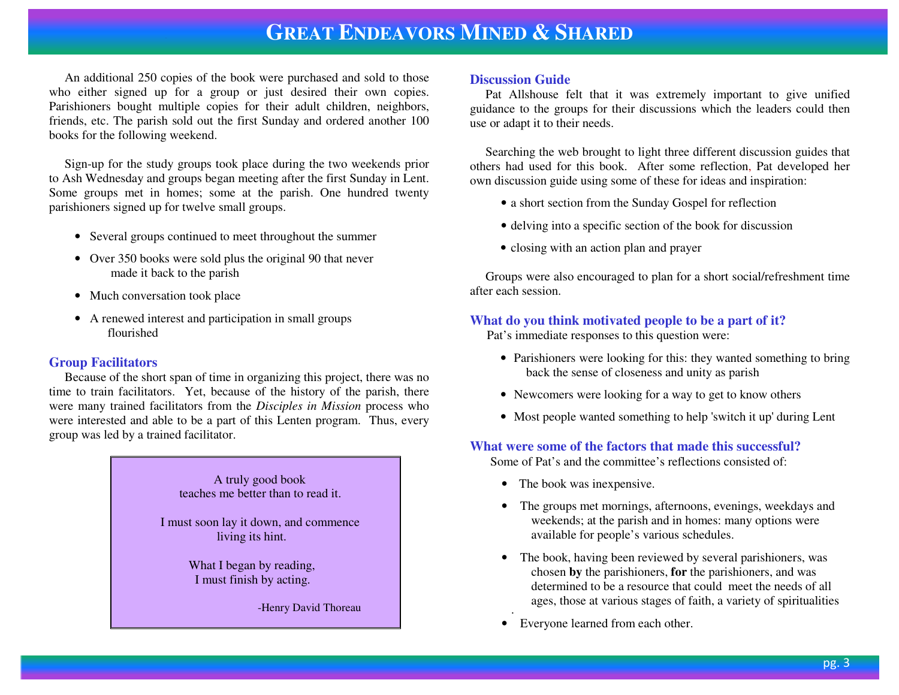# Great Endeavors Mined & Shared

An additional 250 copies of the book were purchased and sold to those who either signed up for a group or just desired their own copies. Parishioners bought multiple copies for their adult children, neighbors, friends, etc. The parish sold out the first Sunday and ordered another 100 books for the following weekend.

Sign-up for the study groups took place during the two weekends prior to Ash Wednesday and groups began meeting after the first Sunday in Lent. Some groups met in homes; some at the parish. One hundred twenty parishioners signed up for twelve small groups.

- Several groups continued to meet throughout the summer
- Over 350 books were sold plus the original 90 that never made it back to the parish
- Much conversation took place
- A renewed interest and participation in small groups flourished

### Group Facilitators

Because of the short span of time in organizing this project, there was no time to train facilitators. Yet, because of the history of the parish, there were many trained facilitators from the *Disciples in Mission* process who were interested and able to be a part of this Lenten program. Thus, every group was led by a trained facilitator.

> A truly good book
> teaches me better than to read it.
>
> I must soon lay it down, and commence
> living its hint.
>
> What I began by reading,
> I must finish by acting.
>
> -Henry David Thoreau

### Discussion Guide

Pat Allshouse felt that it was extremely important to give unified guidance to the groups for their discussions which the leaders could then use or adapt it to their needs.

Searching the web brought to light three different discussion guides that others had used for this book. After some reflection, Pat developed her own discussion guide using some of these for ideas and inspiration:

- a short section from the Sunday Gospel for reflection
- delving into a specific section of the book for discussion
- closing with an action plan and prayer

Groups were also encouraged to plan for a short social/refreshment time after each session.

### What do you think motivated people to be a part of it?

Pat's immediate responses to this question were:

- Parishioners were looking for this: they wanted something to bring back the sense of closeness and unity as parish
- Newcomers were looking for a way to get to know others
- Most people wanted something to help 'switch it up' during Lent

### What were some of the factors that made this successful?

Some of Pat's and the committee's reflections consisted of:

- The book was inexpensive.
- The groups met mornings, afternoons, evenings, weekdays and weekends; at the parish and in homes: many options were available for people's various schedules.
- The book, having been reviewed by several parishioners, was chosen **by** the parishioners, **for** the parishioners, and was determined to be a resource that could meet the needs of all ages, those at various stages of faith, a variety of spiritualities.
- Everyone learned from each other.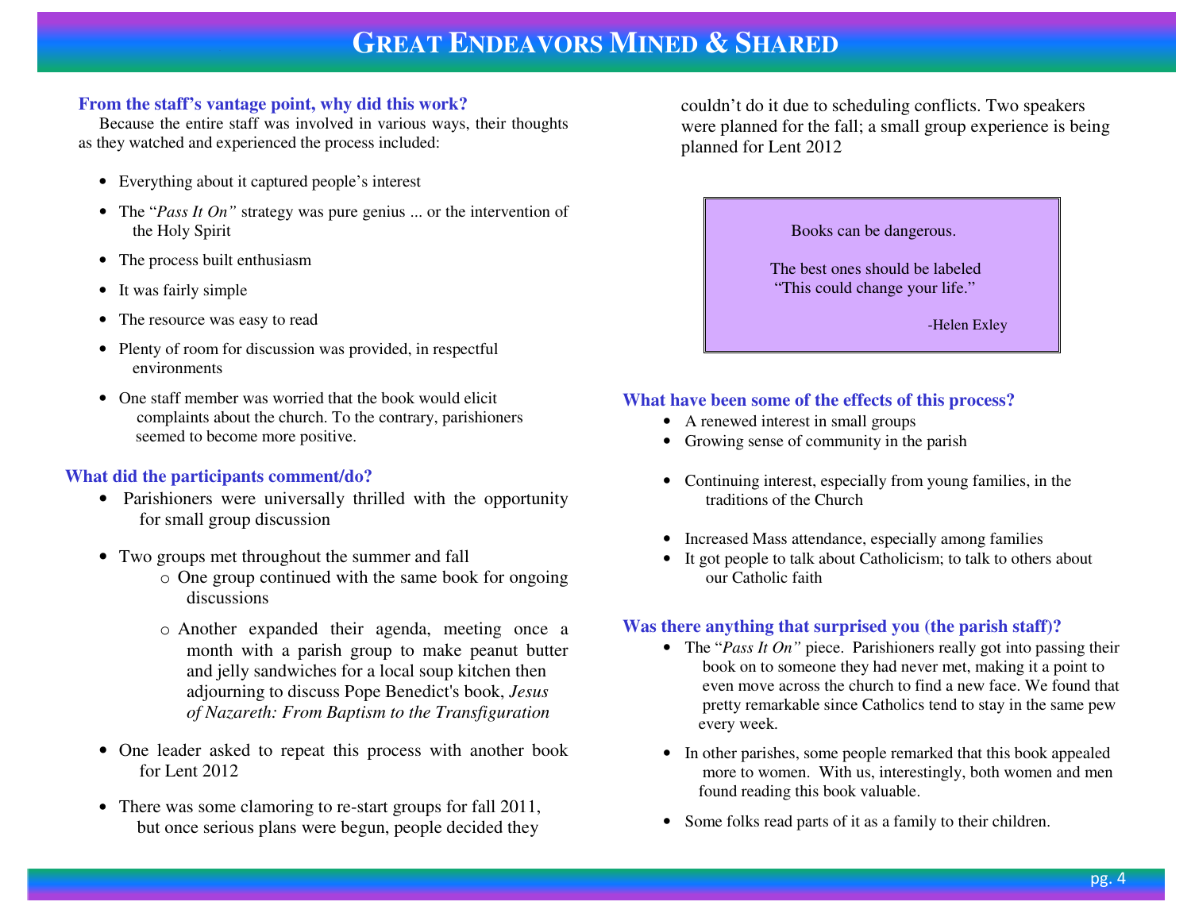# Great Endeavors Mined & Shared

### From the staff's vantage point, why did this work?

Because the entire staff was involved in various ways, their thoughts as they watched and experienced the process included:

- Everything about it captured people's interest
- The "*Pass It On"* strategy was pure genius ... or the intervention of the Holy Spirit
- The process built enthusiasm
- It was fairly simple
- The resource was easy to read
- Plenty of room for discussion was provided, in respectful environments
- One staff member was worried that the book would elicit complaints about the church. To the contrary, parishioners seemed to become more positive.

### What did the participants comment/do?

- Parishioners were universally thrilled with the opportunity for small group discussion
- Two groups met throughout the summer and fall
  - One group continued with the same book for ongoing discussions
  - Another expanded their agenda, meeting once a month with a parish group to make peanut butter and jelly sandwiches for a local soup kitchen then adjourning to discuss Pope Benedict's book, *Jesus of Nazareth: From Baptism to the Transfiguration*
- One leader asked to repeat this process with another book for Lent 2012
- There was some clamoring to re-start groups for fall 2011, but once serious plans were begun, people decided they couldn't do it due to scheduling conflicts. Two speakers were planned for the fall; a small group experience is being planned for Lent 2012

> Books can be dangerous.
>
> The best ones should be labeled "This could change your life."
>
> -Helen Exley

### What have been some of the effects of this process?

- A renewed interest in small groups
- Growing sense of community in the parish
- Continuing interest, especially from young families, in the traditions of the Church
- Increased Mass attendance, especially among families
- It got people to talk about Catholicism; to talk to others about our Catholic faith

### Was there anything that surprised you (the parish staff)?

- The "*Pass It On"* piece. Parishioners really got into passing their book on to someone they had never met, making it a point to even move across the church to find a new face. We found that pretty remarkable since Catholics tend to stay in the same pew every week.
- In other parishes, some people remarked that this book appealed more to women. With us, interestingly, both women and men found reading this book valuable.
- Some folks read parts of it as a family to their children.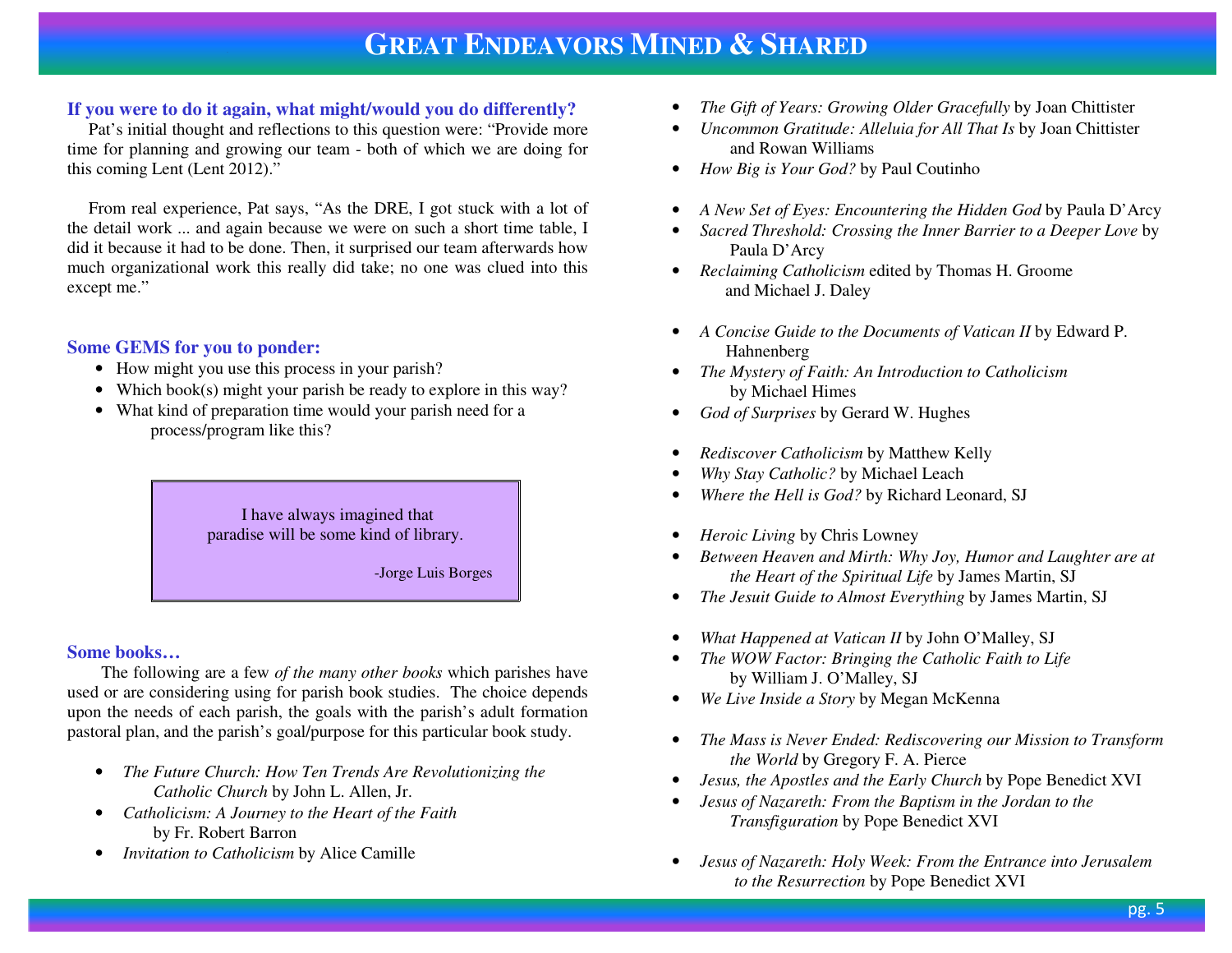## If you were to do it again, what might/would you do differently?

Pat's initial thought and reflections to this question were: "Provide more time for planning and growing our team - both of which we are doing for this coming Lent (Lent 2012)."

From real experience, Pat says, "As the DRE, I got stuck with a lot of the detail work ... and again because we were on such a short time table, I did it because it had to be done. Then, it surprised our team afterwards how much organizational work this really did take; no one was clued into this except me."

## Some GEMS for you to ponder:

- How might you use this process in your parish?
- Which book(s) might your parish be ready to explore in this way?
- What kind of preparation time would your parish need for a process/program like this?

> I have always imagined that paradise will be some kind of library.
>
> -Jorge Luis Borges

## Some books…

The following are a few *of the many other books* which parishes have used or are considering using for parish book studies. The choice depends upon the needs of each parish, the goals with the parish's adult formation pastoral plan, and the parish's goal/purpose for this particular book study.

- *The Future Church: How Ten Trends Are Revolutionizing the Catholic Church* by John L. Allen, Jr.
- *Catholicism: A Journey to the Heart of the Faith* by Fr. Robert Barron
- *Invitation to Catholicism* by Alice Camille
- *The Gift of Years: Growing Older Gracefully* by Joan Chittister
- *Uncommon Gratitude: Alleluia for All That Is* by Joan Chittister and Rowan Williams
- *How Big is Your God?* by Paul Coutinho

- *A New Set of Eyes: Encountering the Hidden God* by Paula D'Arcy
- *Sacred Threshold: Crossing the Inner Barrier to a Deeper Love* by Paula D'Arcy
- *Reclaiming Catholicism* edited by Thomas H. Groome and Michael J. Daley

- *A Concise Guide to the Documents of Vatican II* by Edward P. Hahnenberg
- *The Mystery of Faith: An Introduction to Catholicism* by Michael Himes
- *God of Surprises* by Gerard W. Hughes

- *Rediscover Catholicism* by Matthew Kelly
- *Why Stay Catholic?* by Michael Leach
- *Where the Hell is God?* by Richard Leonard, SJ

- *Heroic Living* by Chris Lowney
- *Between Heaven and Mirth: Why Joy, Humor and Laughter are at the Heart of the Spiritual Life* by James Martin, SJ
- *The Jesuit Guide to Almost Everything* by James Martin, SJ

- *What Happened at Vatican II* by John O'Malley, SJ
- *The WOW Factor: Bringing the Catholic Faith to Life* by William J. O'Malley, SJ
- *We Live Inside a Story* by Megan McKenna

- *The Mass is Never Ended: Rediscovering our Mission to Transform the World* by Gregory F. A. Pierce
- *Jesus, the Apostles and the Early Church* by Pope Benedict XVI
- *Jesus of Nazareth: From the Baptism in the Jordan to the Transfiguration* by Pope Benedict XVI

- *Jesus of Nazareth: Holy Week: From the Entrance into Jerusalem to the Resurrection* by Pope Benedict XVI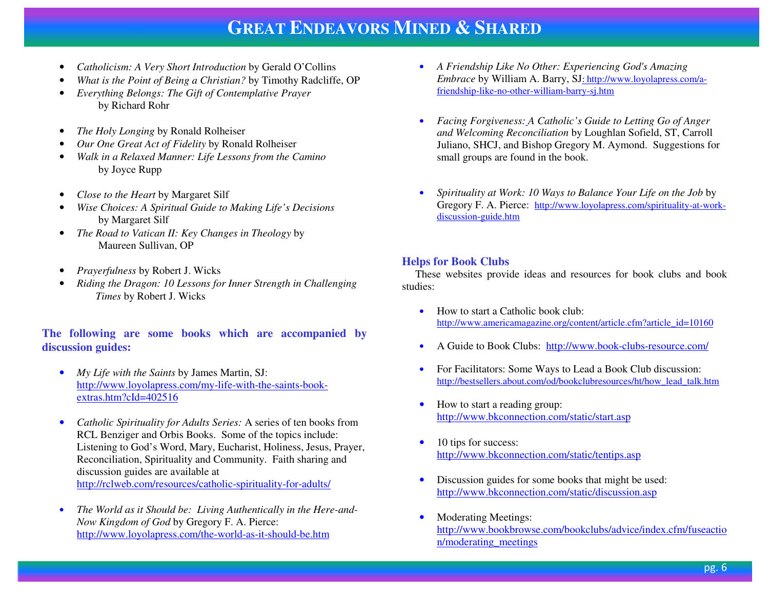- *Catholicism: A Very Short Introduction* by Gerald O'Collins
- *What is the Point of Being a Christian?* by Timothy Radcliffe, OP
- *Everything Belongs: The Gift of Contemplative Prayer* by Richard Rohr

- *The Holy Longing* by Ronald Rolheiser
- *Our One Great Act of Fidelity* by Ronald Rolheiser
- *Walk in a Relaxed Manner: Life Lessons from the Camino* by Joyce Rupp

- *Close to the Heart* by Margaret Silf
- *Wise Choices: A Spiritual Guide to Making Life's Decisions* by Margaret Silf
- *The Road to Vatican II: Key Changes in Theology* by Maureen Sullivan, OP

- *Prayerfulness* by Robert J. Wicks
- *Riding the Dragon: 10 Lessons for Inner Strength in Challenging Times* by Robert J. Wicks

**The following are some books which are accompanied by discussion guides:**

- *My Life with the Saints* by James Martin, SJ: http://www.loyolapress.com/my-life-with-the-saints-book-extras.htm?cId=402516

- *Catholic Spirituality for Adults Series:* A series of ten books from RCL Benziger and Orbis Books. Some of the topics include: Listening to God's Word, Mary, Eucharist, Holiness, Jesus, Prayer, Reconciliation, Spirituality and Community. Faith sharing and discussion guides are available at http://rclweb.com/resources/catholic-spirituality-for-adults/

- *The World as it Should be: Living Authentically in the Here-and-Now Kingdom of God* by Gregory F. A. Pierce: http://www.loyolapress.com/the-world-as-it-should-be.htm

- *A Friendship Like No Other: Experiencing God's Amazing Embrace* by William A. Barry, SJ: http://www.loyolapress.com/a-friendship-like-no-other-william-barry-sj.htm

- *Facing Forgiveness: A Catholic's Guide to Letting Go of Anger and Welcoming Reconciliation* by Loughlan Sofield, ST, Carroll Juliano, SHCJ, and Bishop Gregory M. Aymond. Suggestions for small groups are found in the book.

- *Spirituality at Work: 10 Ways to Balance Your Life on the Job* by Gregory F. A. Pierce: http://www.loyolapress.com/spirituality-at-work-discussion-guide.htm

### Helps for Book Clubs

These websites provide ideas and resources for book clubs and book studies:

- How to start a Catholic book club: http://www.americamagazine.org/content/article.cfm?article_id=10160

- A Guide to Book Clubs: http://www.book-clubs-resource.com/

- For Facilitators: Some Ways to Lead a Book Club discussion: http://bestsellers.about.com/od/bookclubresources/ht/how_lead_talk.htm

- How to start a reading group: http://www.bkconnection.com/static/start.asp

- 10 tips for success: http://www.bkconnection.com/static/tentips.asp

- Discussion guides for some books that might be used: http://www.bkconnection.com/static/discussion.asp

- Moderating Meetings: http://www.bookbrowse.com/bookclubs/advice/index.cfm/fuseaction/moderating_meetings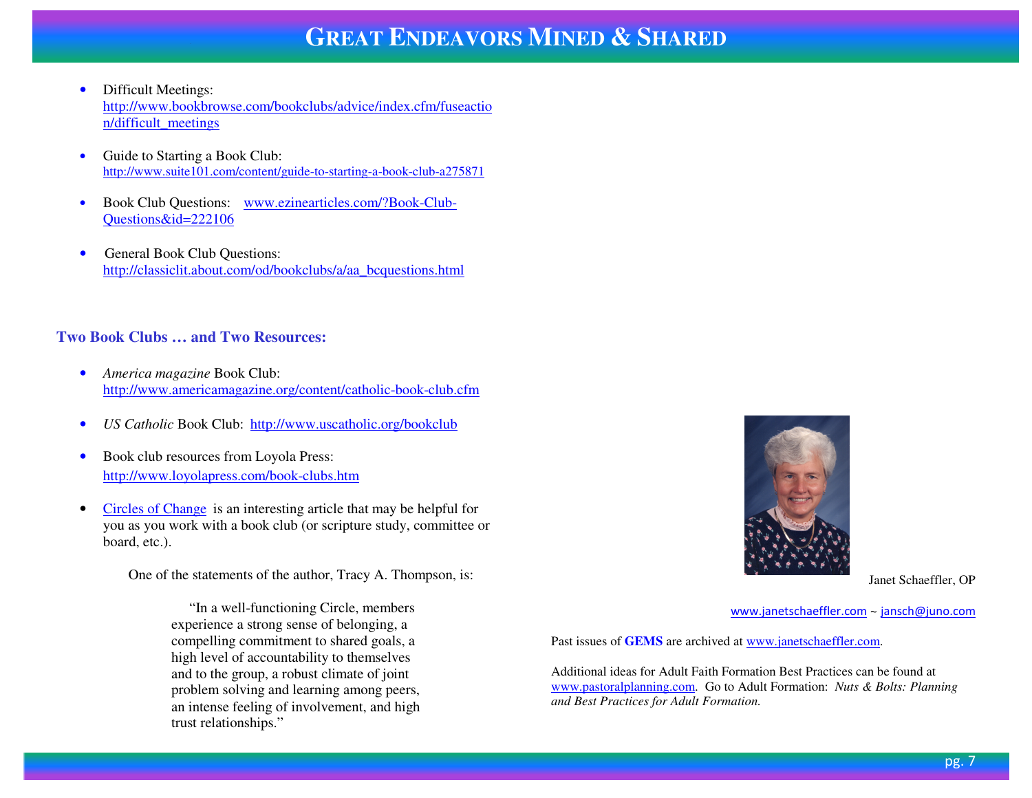- Difficult Meetings: [http://www.bookbrowse.com/bookclubs/advice/index.cfm/fuseaction/difficult_meetings](http://www.bookbrowse.com/bookclubs/advice/index.cfm/fuseaction/difficult_meetings)

- Guide to Starting a Book Club: [http://www.suite101.com/content/guide-to-starting-a-book-club-a275871](http://www.suite101.com/content/guide-to-starting-a-book-club-a275871)

- Book Club Questions: [www.ezinearticles.com/?Book-Club-Questions&id=222106](www.ezinearticles.com/?Book-Club-Questions&id=222106)

- General Book Club Questions: [http://classiclit.about.com/od/bookclubs/a/aa_bcquestions.html](http://classiclit.about.com/od/bookclubs/a/aa_bcquestions.html)

### Two Book Clubs … and Two Resources:

- *America magazine* Book Club: [http://www.americamagazine.org/content/catholic-book-club.cfm](http://www.americamagazine.org/content/catholic-book-club.cfm)

- *US Catholic* Book Club: [http://www.uscatholic.org/bookclub](http://www.uscatholic.org/bookclub)

- Book club resources from Loyola Press: [http://www.loyolapress.com/book-clubs.htm](http://www.loyolapress.com/book-clubs.htm)

- Circles of Change is an interesting article that may be helpful for you as you work with a book club (or scripture study, committee or board, etc.).

  One of the statements of the author, Tracy A. Thompson, is:

  > "In a well-functioning Circle, members experience a strong sense of belonging, a compelling commitment to shared goals, a high level of accountability to themselves and to the group, a robust climate of joint problem solving and learning among peers, an intense feeling of involvement, and high trust relationships."

Janet Schaeffler, OP

www.janetschaeffler.com ~ jansch@juno.com

Past issues of **GEMS** are archived at www.janetschaeffler.com.

Additional ideas for Adult Faith Formation Best Practices can be found at www.pastoralplanning.com. Go to Adult Formation: *Nuts & Bolts: Planning and Best Practices for Adult Formation.*